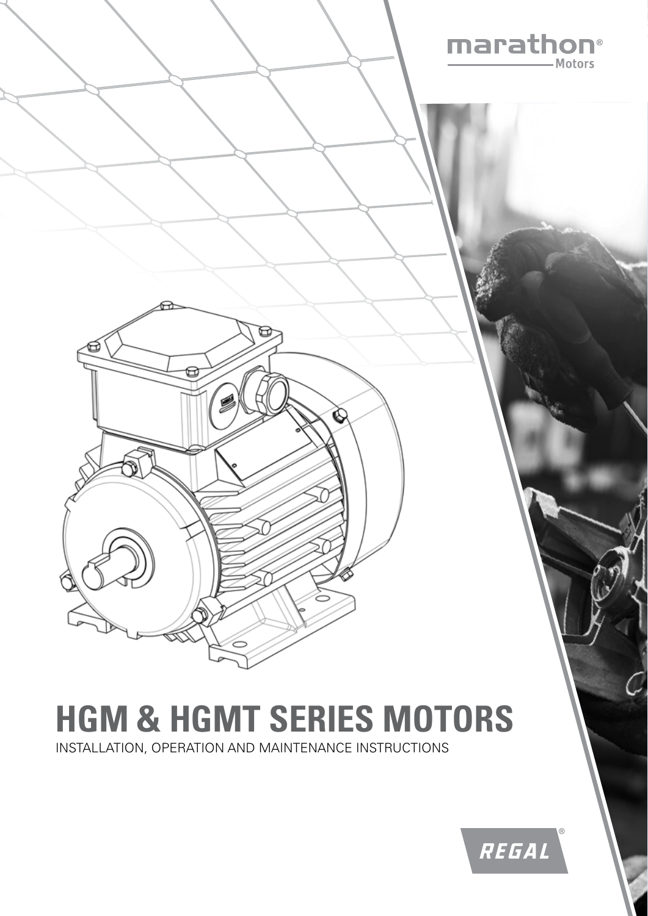marathon® Motors

# HGM & HGMT SERIES MOTORS

INSTALLATION, OPERATION AND MAINTENANCE INSTRUCTIONS

REGAL®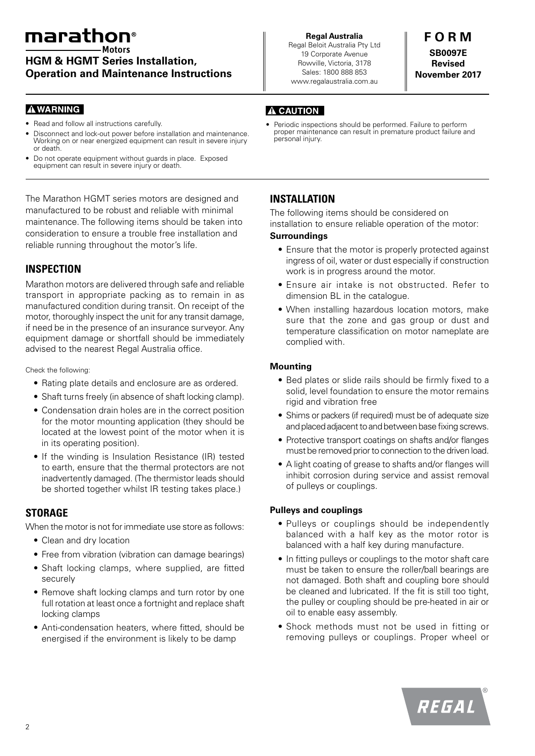# marathon® Motors

**HGM & HGMT Series Installation, Operation and Maintenance Instructions**

**Regal Australia**
Regal Beloit Australia Pty Ltd
19 Corporate Avenue
Rowville, Victoria, 3178
Sales: 1800 888 853
www.regalaustralia.com.au

**FORM**
**SB0097E**
**Revised**
**November 2017**

**⚠ WARNING**

- Read and follow all instructions carefully.
- Disconnect and lock-out power before installation and maintenance. Working on or near energized equipment can result in severe injury or death.
- Do not operate equipment without guards in place. Exposed equipment can result in severe injury or death.

**⚠ CAUTION**

- Periodic inspections should be performed. Failure to perform proper maintenance can result in premature product failure and personal injury.

The Marathon HGMT series motors are designed and manufactured to be robust and reliable with minimal maintenance. The following items should be taken into consideration to ensure a trouble free installation and reliable running throughout the motor's life.

## INSPECTION

Marathon motors are delivered through safe and reliable transport in appropriate packing as to remain in as manufactured condition during transit. On receipt of the motor, thoroughly inspect the unit for any transit damage, if need be in the presence of an insurance surveyor. Any equipment damage or shortfall should be immediately advised to the nearest Regal Australia office.

Check the following:

- Rating plate details and enclosure are as ordered.
- Shaft turns freely (in absence of shaft locking clamp).
- Condensation drain holes are in the correct position for the motor mounting application (they should be located at the lowest point of the motor when it is in its operating position).
- If the winding is Insulation Resistance (IR) tested to earth, ensure that the thermal protectors are not inadvertently damaged. (The thermistor leads should be shorted together whilst IR testing takes place.)

## STORAGE

When the motor is not for immediate use store as follows:

- Clean and dry location
- Free from vibration (vibration can damage bearings)
- Shaft locking clamps, where supplied, are fitted securely
- Remove shaft locking clamps and turn rotor by one full rotation at least once a fortnight and replace shaft locking clamps
- Anti-condensation heaters, where fitted, should be energised if the environment is likely to be damp

## INSTALLATION

The following items should be considered on installation to ensure reliable operation of the motor:

**Surroundings**

- Ensure that the motor is properly protected against ingress of oil, water or dust especially if construction work is in progress around the motor.
- Ensure air intake is not obstructed. Refer to dimension BL in the catalogue.
- When installing hazardous location motors, make sure that the zone and gas group or dust and temperature classification on motor nameplate are complied with.

**Mounting**

- Bed plates or slide rails should be firmly fixed to a solid, level foundation to ensure the motor remains rigid and vibration free
- Shims or packers (if required) must be of adequate size and placed adjacent to and between base fixing screws.
- Protective transport coatings on shafts and/or flanges must be removed prior to connection to the driven load.
- A light coating of grease to shafts and/or flanges will inhibit corrosion during service and assist removal of pulleys or couplings.

**Pulleys and couplings**

- Pulleys or couplings should be independently balanced with a half key as the motor rotor is balanced with a half key during manufacture.
- In fitting pulleys or couplings to the motor shaft care must be taken to ensure the roller/ball bearings are not damaged. Both shaft and coupling bore should be cleaned and lubricated. If the fit is still too tight, the pulley or coupling should be pre-heated in air or oil to enable easy assembly.
- Shock methods must not be used in fitting or removing pulleys or couplings. Proper wheel or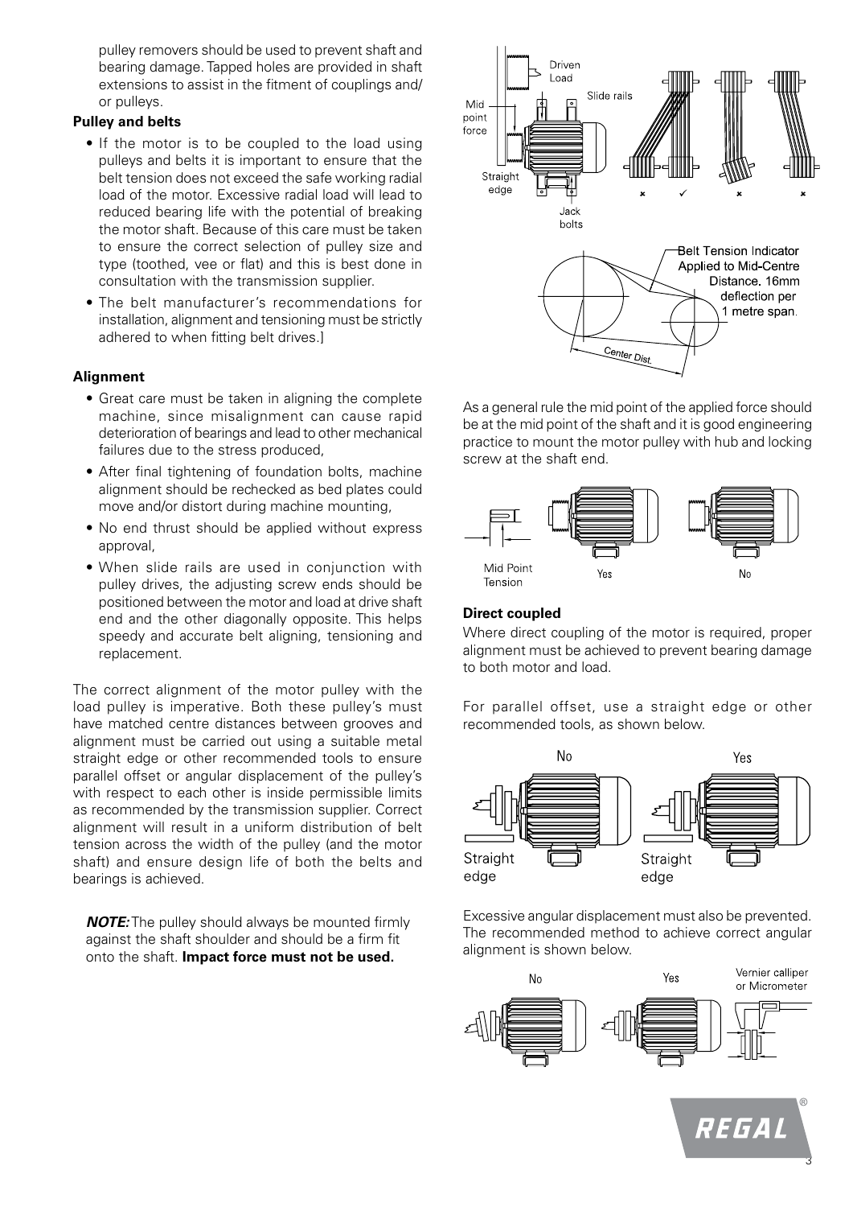pulley removers should be used to prevent shaft and bearing damage. Tapped holes are provided in shaft extensions to assist in the fitment of couplings and/or pulleys.

**Pulley and belts**

- If the motor is to be coupled to the load using pulleys and belts it is important to ensure that the belt tension does not exceed the safe working radial load of the motor. Excessive radial load will lead to reduced bearing life with the potential of breaking the motor shaft. Because of this care must be taken to ensure the correct selection of pulley size and type (toothed, vee or flat) and this is best done in consultation with the transmission supplier.
- The belt manufacturer's recommendations for installation, alignment and tensioning must be strictly adhered to when fitting belt drives.]

**Alignment**

- Great care must be taken in aligning the complete machine, since misalignment can cause rapid deterioration of bearings and lead to other mechanical failures due to the stress produced,
- After final tightening of foundation bolts, machine alignment should be rechecked as bed plates could move and/or distort during machine mounting,
- No end thrust should be applied without express approval,
- When slide rails are used in conjunction with pulley drives, the adjusting screw ends should be positioned between the motor and load at drive shaft end and the other diagonally opposite. This helps speedy and accurate belt aligning, tensioning and replacement.

The correct alignment of the motor pulley with the load pulley is imperative. Both these pulley's must have matched centre distances between grooves and alignment must be carried out using a suitable metal straight edge or other recommended tools to ensure parallel offset or angular displacement of the pulley's with respect to each other is inside permissible limits as recommended by the transmission supplier. Correct alignment will result in a uniform distribution of belt tension across the width of the pulley (and the motor shaft) and ensure design life of both the belts and bearings is achieved.

***NOTE:*** The pulley should always be mounted firmly against the shaft shoulder and should be a firm fit onto the shaft. **Impact force must not be used.**

Driven Load, Slide rails, Mid point force, Straight edge, Jack bolts

Belt Tension Indicator Applied to Mid-Centre Distance. 16mm deflection per 1 metre span.

Center Dist.

As a general rule the mid point of the applied force should be at the mid point of the shaft and it is good engineering practice to mount the motor pulley with hub and locking screw at the shaft end.

Mid Point Tension — Yes — No

**Direct coupled**

Where direct coupling of the motor is required, proper alignment must be achieved to prevent bearing damage to both motor and load.

For parallel offset, use a straight edge or other recommended tools, as shown below.

No — Yes — Straight edge — Straight edge

Excessive angular displacement must also be prevented. The recommended method to achieve correct angular alignment is shown below.

No — Yes — Vernier calliper or Micrometer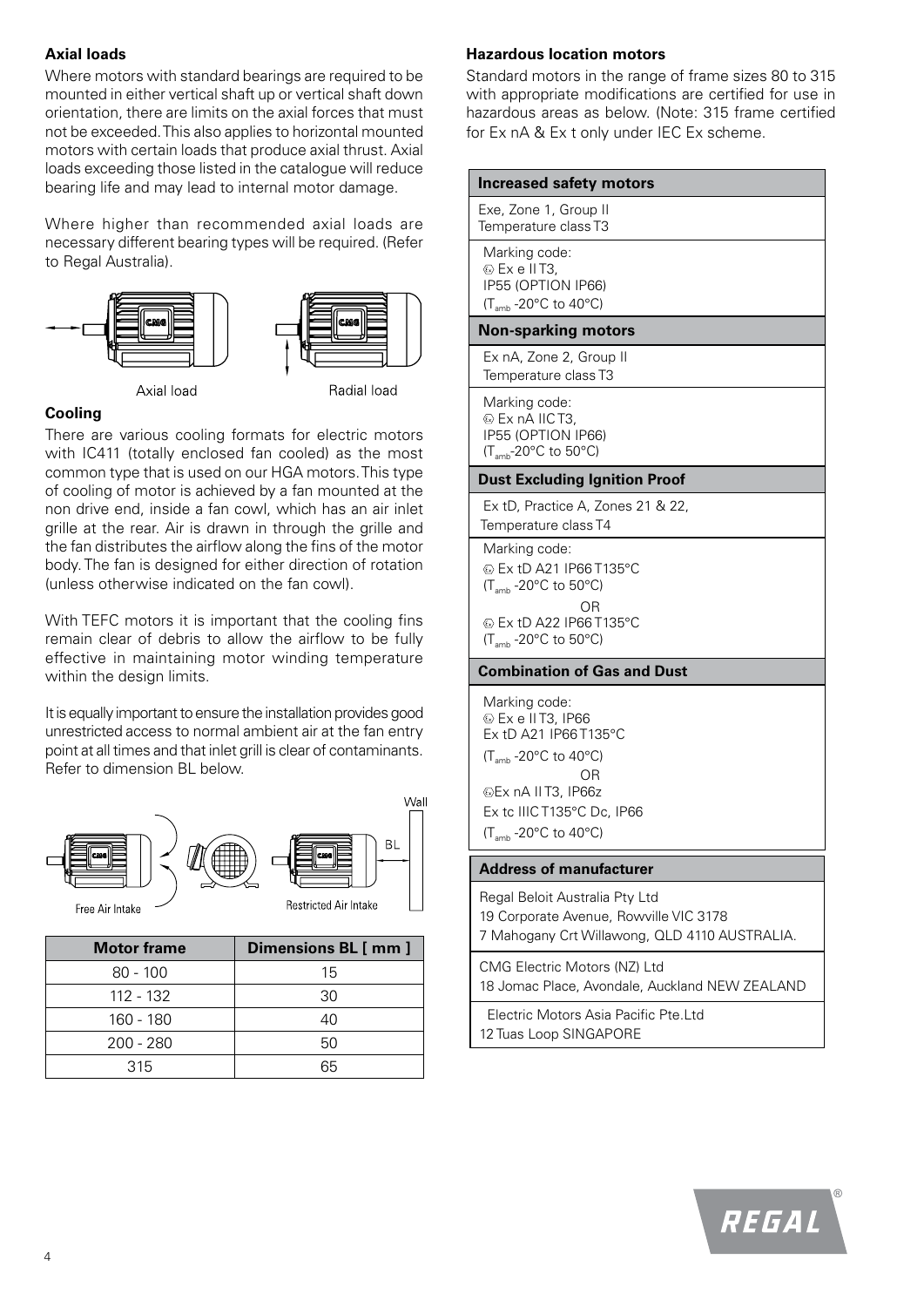### Axial loads

Where motors with standard bearings are required to be mounted in either vertical shaft up or vertical shaft down orientation, there are limits on the axial forces that must not be exceeded. This also applies to horizontal mounted motors with certain loads that produce axial thrust. Axial loads exceeding those listed in the catalogue will reduce bearing life and may lead to internal motor damage.

Where higher than recommended axial loads are necessary different bearing types will be required. (Refer to Regal Australia).

Axial load

Radial load

### Cooling

There are various cooling formats for electric motors with IC411 (totally enclosed fan cooled) as the most common type that is used on our HGA motors. This type of cooling of motor is achieved by a fan mounted at the non drive end, inside a fan cowl, which has an air inlet grille at the rear. Air is drawn in through the grille and the fan distributes the airflow along the fins of the motor body. The fan is designed for either direction of rotation (unless otherwise indicated on the fan cowl).

With TEFC motors it is important that the cooling fins remain clear of debris to allow the airflow to be fully effective in maintaining motor winding temperature within the design limits.

It is equally important to ensure the installation provides good unrestricted access to normal ambient air at the fan entry point at all times and that inlet grill is clear of contaminants. Refer to dimension BL below.

Free Air Intake

Restricted Air Intake

Wall

BL

| Motor frame | Dimensions BL [ mm ] |
|---|---|
| 80 - 100 | 15 |
| 112 - 132 | 30 |
| 160 - 180 | 40 |
| 200 - 280 | 50 |
| 315 | 65 |

### Hazardous location motors

Standard motors in the range of frame sizes 80 to 315 with appropriate modifications are certified for use in hazardous areas as below. (Note: 315 frame certified for Ex nA & Ex t only under IEC Ex scheme.

| Increased safety motors |
|---|
| Exe, Zone 1, Group II<br>Temperature class T3 |
| Marking code:<br>Ex e II T3,<br>IP55 (OPTION IP66)<br>($T_{amb}$ -20°C to 40°C) |

| Non-sparking motors |
|---|
| Ex nA, Zone 2, Group II<br>Temperature class T3 |
| Marking code:<br>Ex nA IIC T3,<br>IP55 (OPTION IP66)<br>($T_{amb}$-20°C to 50°C) |

| Dust Excluding Ignition Proof |
|---|
| Ex tD, Practice A, Zones 21 & 22,<br>Temperature class T4 |
| Marking code:<br>Ex tD A21 IP66 T135°C<br>($T_{amb}$ -20°C to 50°C)<br>OR<br>Ex tD A22 IP66 T135°C<br>($T_{amb}$ -20°C to 50°C) |

| Combination of Gas and Dust |
|---|
| Marking code:<br>Ex e II T3, IP66<br>Ex tD A21 IP66 T135°C<br>($T_{amb}$ -20°C to 40°C)<br>OR<br>Ex nA II T3, IP66z<br>Ex tc IIIC T135°C Dc, IP66<br>($T_{amb}$ -20°C to 40°C) |

| Address of manufacturer |
|---|
| Regal Beloit Australia Pty Ltd<br>19 Corporate Avenue, Rowville VIC 3178<br>7 Mahogany Crt Willawong, QLD 4110 AUSTRALIA. |
| CMG Electric Motors (NZ) Ltd<br>18 Jomac Place, Avondale, Auckland NEW ZEALAND |
| Electric Motors Asia Pacific Pte.Ltd<br>12 Tuas Loop SINGAPORE |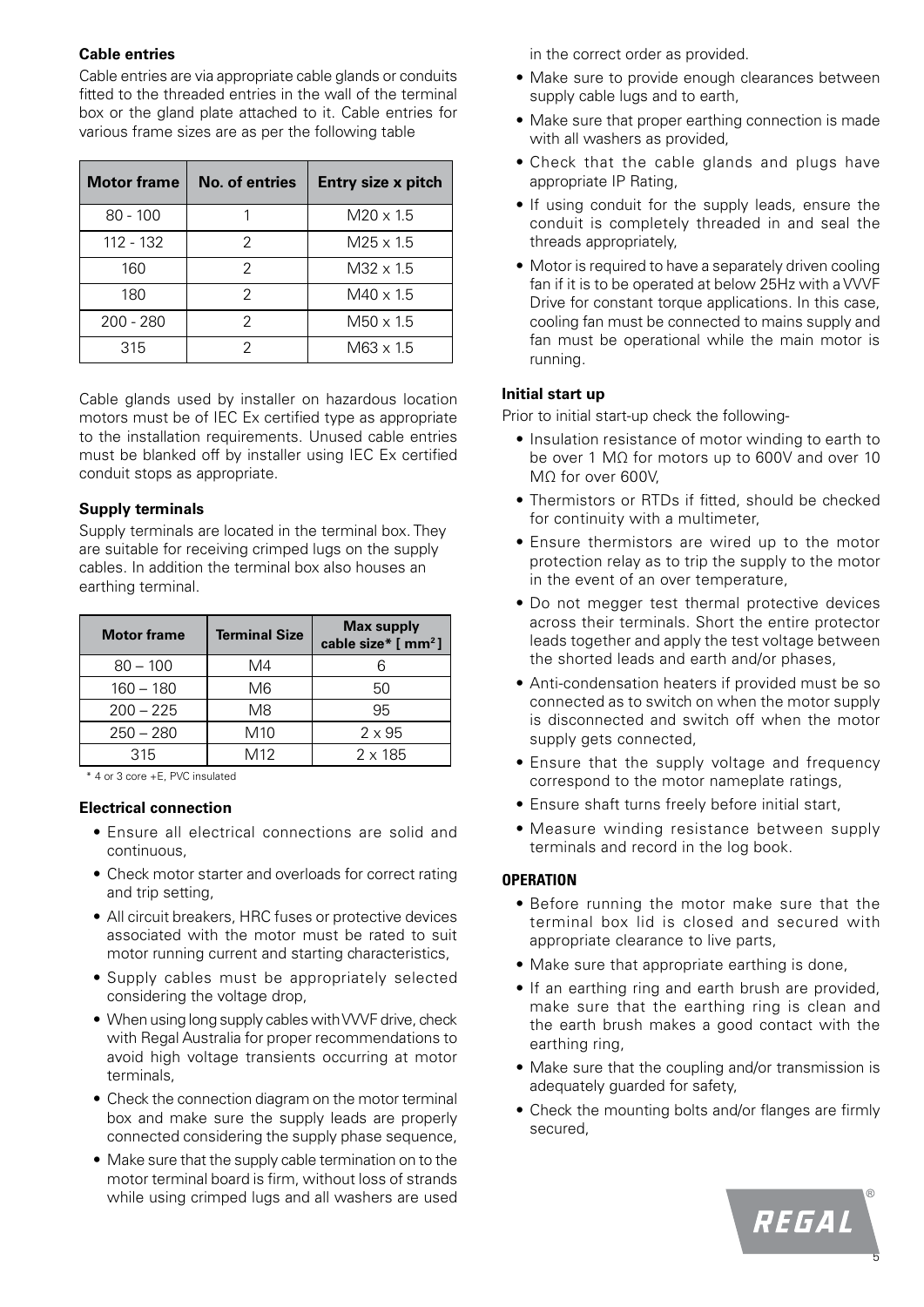### Cable entries

Cable entries are via appropriate cable glands or conduits fitted to the threaded entries in the wall of the terminal box or the gland plate attached to it. Cable entries for various frame sizes are as per the following table

| Motor frame | No. of entries | Entry size x pitch |
|---|---|---|
| 80 - 100 | 1 | M20 x 1.5 |
| 112 - 132 | 2 | M25 x 1.5 |
| 160 | 2 | M32 x 1.5 |
| 180 | 2 | M40 x 1.5 |
| 200 - 280 | 2 | M50 x 1.5 |
| 315 | 2 | M63 x 1.5 |

Cable glands used by installer on hazardous location motors must be of IEC Ex certified type as appropriate to the installation requirements. Unused cable entries must be blanked off by installer using IEC Ex certified conduit stops as appropriate.

### Supply terminals

Supply terminals are located in the terminal box. They are suitable for receiving crimped lugs on the supply cables. In addition the terminal box also houses an earthing terminal.

| Motor frame | Terminal Size | Max supply cable size* [ $mm^2$ ] |
|---|---|---|
| 80 – 100 | M4 | 6 |
| 160 – 180 | M6 | 50 |
| 200 – 225 | M8 | 95 |
| 250 – 280 | M10 | 2 x 95 |
| 315 | M12 | 2 x 185 |

\* 4 or 3 core +E, PVC insulated

### Electrical connection

- Ensure all electrical connections are solid and continuous,
- Check motor starter and overloads for correct rating and trip setting,
- All circuit breakers, HRC fuses or protective devices associated with the motor must be rated to suit motor running current and starting characteristics,
- Supply cables must be appropriately selected considering the voltage drop,
- When using long supply cables with VVVF drive, check with Regal Australia for proper recommendations to avoid high voltage transients occurring at motor terminals,
- Check the connection diagram on the motor terminal box and make sure the supply leads are properly connected considering the supply phase sequence,
- Make sure that the supply cable termination on to the motor terminal board is firm, without loss of strands while using crimped lugs and all washers are used in the correct order as provided.
- Make sure to provide enough clearances between supply cable lugs and to earth,
- Make sure that proper earthing connection is made with all washers as provided,
- Check that the cable glands and plugs have appropriate IP Rating,
- If using conduit for the supply leads, ensure the conduit is completely threaded in and seal the threads appropriately,
- Motor is required to have a separately driven cooling fan if it is to be operated at below 25Hz with a VVVF Drive for constant torque applications. In this case, cooling fan must be connected to mains supply and fan must be operational while the main motor is running.

### Initial start up

Prior to initial start-up check the following-

- Insulation resistance of motor winding to earth to be over 1 MΩ for motors up to 600V and over 10 MΩ for over 600V,
- Thermistors or RTDs if fitted, should be checked for continuity with a multimeter,
- Ensure thermistors are wired up to the motor protection relay as to trip the supply to the motor in the event of an over temperature,
- Do not megger test thermal protective devices across their terminals. Short the entire protector leads together and apply the test voltage between the shorted leads and earth and/or phases,
- Anti-condensation heaters if provided must be so connected as to switch on when the motor supply is disconnected and switch off when the motor supply gets connected,
- Ensure that the supply voltage and frequency correspond to the motor nameplate ratings,
- Ensure shaft turns freely before initial start,
- Measure winding resistance between supply terminals and record in the log book.

## OPERATION

- Before running the motor make sure that the terminal box lid is closed and secured with appropriate clearance to live parts,
- Make sure that appropriate earthing is done,
- If an earthing ring and earth brush are provided, make sure that the earthing ring is clean and the earth brush makes a good contact with the earthing ring,
- Make sure that the coupling and/or transmission is adequately guarded for safety,
- Check the mounting bolts and/or flanges are firmly secured,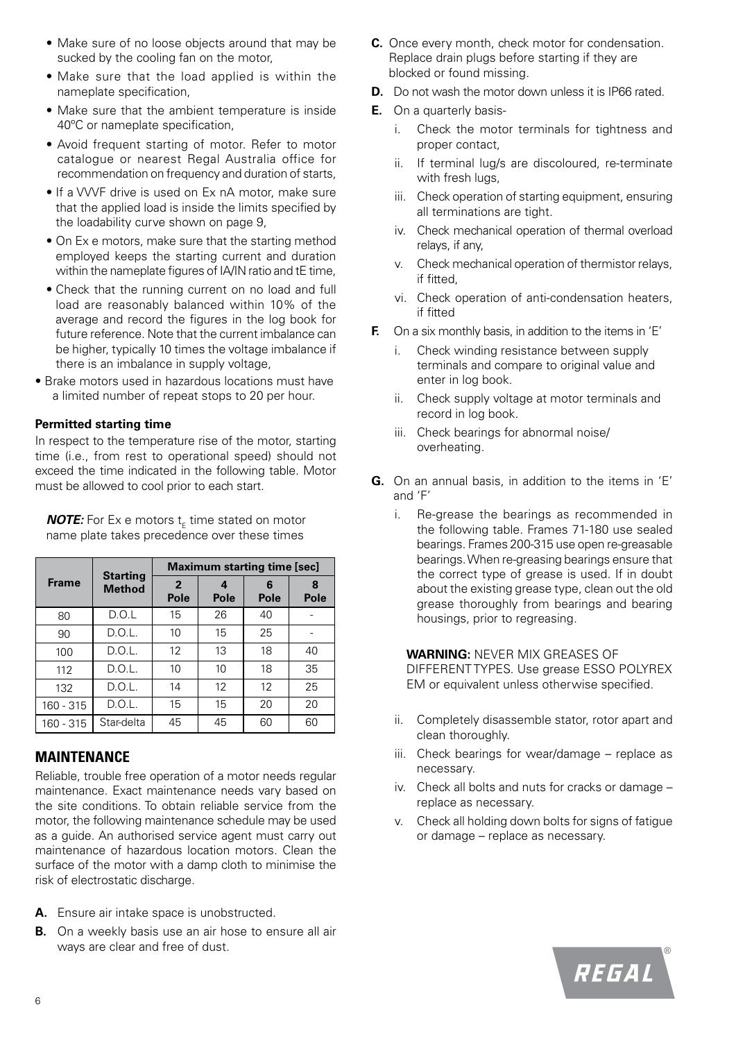- Make sure of no loose objects around that may be sucked by the cooling fan on the motor,
- Make sure that the load applied is within the nameplate specification,
- Make sure that the ambient temperature is inside 40ºC or nameplate specification,
- Avoid frequent starting of motor. Refer to motor catalogue or nearest Regal Australia office for recommendation on frequency and duration of starts,
- If a VVVF drive is used on Ex nA motor, make sure that the applied load is inside the limits specified by the loadability curve shown on page 9,
- On Ex e motors, make sure that the starting method employed keeps the starting current and duration within the nameplate figures of IA/IN ratio and tE time,
- Check that the running current on no load and full load are reasonably balanced within 10% of the average and record the figures in the log book for future reference. Note that the current imbalance can be higher, typically 10 times the voltage imbalance if there is an imbalance in supply voltage,

- Brake motors used in hazardous locations must have a limited number of repeat stops to 20 per hour.

**Permitted starting time**

In respect to the temperature rise of the motor, starting time (i.e., from rest to operational speed) should not exceed the time indicated in the following table. Motor must be allowed to cool prior to each start.

***NOTE:*** For Ex e motors $t_E$ time stated on motor name plate takes precedence over these times

| Frame | Starting Method | Maximum starting time [sec] | | | |
|---|---|---|---|---|---|
| | | 2 Pole | 4 Pole | 6 Pole | 8 Pole |
| 80 | D.O.L | 15 | 26 | 40 | - |
| 90 | D.O.L. | 10 | 15 | 25 | - |
| 100 | D.O.L. | 12 | 13 | 18 | 40 |
| 112 | D.O.L. | 10 | 10 | 18 | 35 |
| 132 | D.O.L. | 14 | 12 | 12 | 25 |
| 160 - 315 | D.O.L. | 15 | 15 | 20 | 20 |
| 160 - 315 | Star-delta | 45 | 45 | 60 | 60 |

## MAINTENANCE

Reliable, trouble free operation of a motor needs regular maintenance. Exact maintenance needs vary based on the site conditions. To obtain reliable service from the motor, the following maintenance schedule may be used as a guide. An authorised service agent must carry out maintenance of hazardous location motors. Clean the surface of the motor with a damp cloth to minimise the risk of electrostatic discharge.

**A.** Ensure air intake space is unobstructed.

**B.** On a weekly basis use an air hose to ensure all air ways are clear and free of dust.

**C.** Once every month, check motor for condensation. Replace drain plugs before starting if they are blocked or found missing.

**D.** Do not wash the motor down unless it is IP66 rated.

**E.** On a quarterly basis-

i. Check the motor terminals for tightness and proper contact,

ii. If terminal lug/s are discoloured, re-terminate with fresh lugs,

iii. Check operation of starting equipment, ensuring all terminations are tight.

iv. Check mechanical operation of thermal overload relays, if any,

v. Check mechanical operation of thermistor relays, if fitted,

vi. Check operation of anti-condensation heaters, if fitted

**F.** On a six monthly basis, in addition to the items in 'E'

i. Check winding resistance between supply terminals and compare to original value and enter in log book.

ii. Check supply voltage at motor terminals and record in log book.

iii. Check bearings for abnormal noise/ overheating.

**G.** On an annual basis, in addition to the items in 'E' and 'F'

i. Re-grease the bearings as recommended in the following table. Frames 71-180 use sealed bearings. Frames 200-315 use open re-greasable bearings. When re-greasing bearings ensure that the correct type of grease is used. If in doubt about the existing grease type, clean out the old grease thoroughly from bearings and bearing housings, prior to regreasing.

**WARNING:** NEVER MIX GREASES OF DIFFERENT TYPES. Use grease ESSO POLYREX EM or equivalent unless otherwise specified.

ii. Completely disassemble stator, rotor apart and clean thoroughly.

iii. Check bearings for wear/damage – replace as necessary.

iv. Check all bolts and nuts for cracks or damage – replace as necessary.

v. Check all holding down bolts for signs of fatigue or damage – replace as necessary.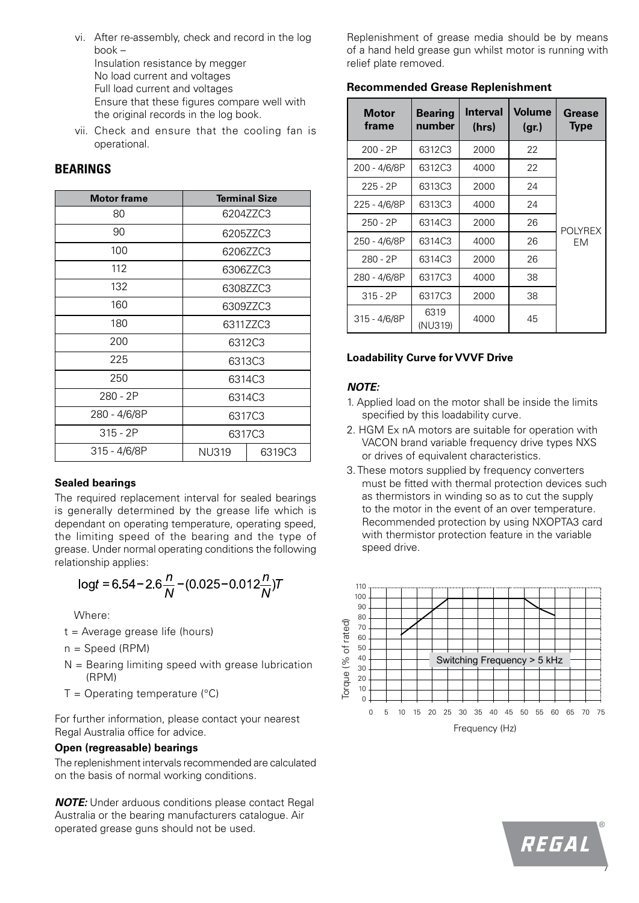vi. After re-assembly, check and record in the log book –
   Insulation resistance by megger
   No load current and voltages
   Full load current and voltages
   Ensure that these figures compare well with the original records in the log book.

vii. Check and ensure that the cooling fan is operational.

## BEARINGS

| Motor frame | Terminal Size | |
|---|---|---|
| 80 | 6204ZZC3 | |
| 90 | 6205ZZC3 | |
| 100 | 6206ZZC3 | |
| 112 | 6306ZZC3 | |
| 132 | 6308ZZC3 | |
| 160 | 6309ZZC3 | |
| 180 | 6311ZZC3 | |
| 200 | 6312C3 | |
| 225 | 6313C3 | |
| 250 | 6314C3 | |
| 280 - 2P | 6314C3 | |
| 280 - 4/6/8P | 6317C3 | |
| 315 - 2P | 6317C3 | |
| 315 - 4/6/8P | NU319 | 6319C3 |

### Sealed bearings

The required replacement interval for sealed bearings is generally determined by the grease life which is dependant on operating temperature, operating speed, the limiting speed of the bearing and the type of grease. Under normal operating conditions the following relationship applies:

$$\log t = 6.54 - 2.6\frac{n}{N} - (0.025 - 0.012\frac{n}{N})T$$

Where:

- t = Average grease life (hours)
- n = Speed (RPM)
- N = Bearing limiting speed with grease lubrication (RPM)
- T = Operating temperature (°C)

For further information, please contact your nearest Regal Australia office for advice.

### Open (regreasable) bearings

The replenishment intervals recommended are calculated on the basis of normal working conditions.

***NOTE:*** Under arduous conditions please contact Regal Australia or the bearing manufacturers catalogue. Air operated grease guns should not be used.

Replenishment of grease media should be by means of a hand held grease gun whilst motor is running with relief plate removed.

**Recommended Grease Replenishment**

| Motor frame | Bearing number | Interval (hrs) | Volume (gr.) | Grease Type |
|---|---|---|---|---|
| 200 - 2P | 6312C3 | 2000 | 22 | POLYREX EM |
| 200 - 4/6/8P | 6312C3 | 4000 | 22 | |
| 225 - 2P | 6313C3 | 2000 | 24 | |
| 225 - 4/6/8P | 6313C3 | 4000 | 24 | |
| 250 - 2P | 6314C3 | 2000 | 26 | |
| 250 - 4/6/8P | 6314C3 | 4000 | 26 | |
| 280 - 2P | 6314C3 | 2000 | 26 | |
| 280 - 4/6/8P | 6317C3 | 4000 | 38 | |
| 315 - 2P | 6317C3 | 2000 | 38 | |
| 315 - 4/6/8P | 6319 (NU319) | 4000 | 45 | |

**Loadability Curve for VVVF Drive**

***NOTE:***

1. Applied load on the motor shall be inside the limits specified by this loadability curve.
2. HGM Ex nA motors are suitable for operation with VACON brand variable frequency drive types NXS or drives of equivalent characteristics.
3. These motors supplied by frequency converters must be fitted with thermal protection devices such as thermistors in winding so as to cut the supply to the motor in the event of an over temperature. Recommended protection by using NXOPTA3 card with thermistor protection feature in the variable speed drive.

Torque (% of rated) vs Frequency (Hz) — Switching Frequency > 5 kHz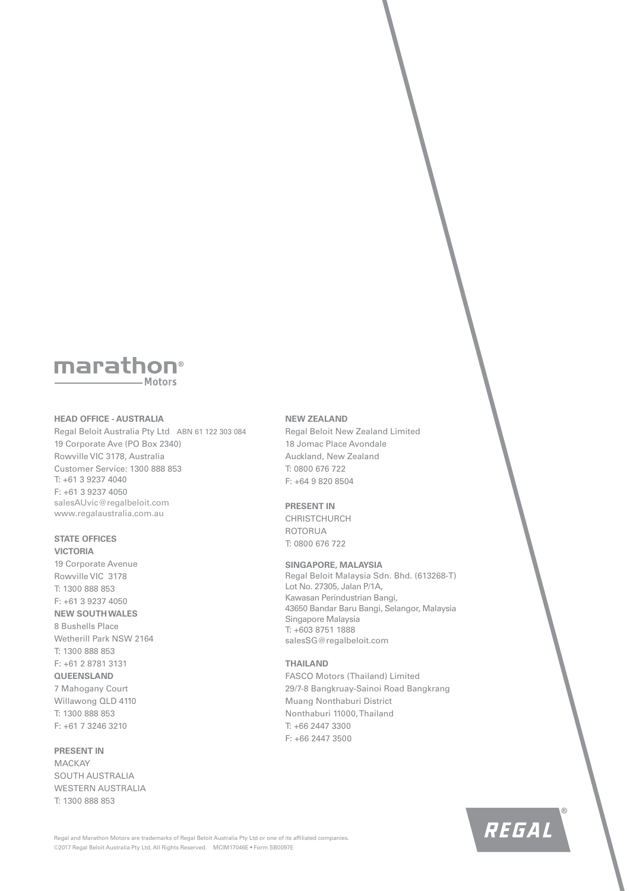marathon® Motors

**HEAD OFFICE - AUSTRALIA**

Regal Beloit Australia Pty Ltd ABN 61 122 303 084
19 Corporate Ave (PO Box 2340)
Rowville VIC 3178, Australia
Customer Service: 1300 888 853
T: +61 3 9237 4040
F: +61 3 9237 4050
salesAUvic@regalbeloit.com
www.regalaustralia.com.au

**STATE OFFICES**

**VICTORIA**

19 Corporate Avenue
Rowville VIC 3178
T: 1300 888 853
F: +61 3 9237 4050

**NEW SOUTH WALES**

8 Bushells Place
Wetherill Park NSW 2164
T: 1300 888 853
F: +61 2 8781 3131

**QUEENSLAND**

7 Mahogany Court
Willawong QLD 4110
T: 1300 888 853
F: +61 7 3246 3210

**PRESENT IN**

MACKAY
SOUTH AUSTRALIA
WESTERN AUSTRALIA
T: 1300 888 853

**NEW ZEALAND**

Regal Beloit New Zealand Limited
18 Jomac Place Avondale
Auckland, New Zealand
T: 0800 676 722
F: +64 9 820 8504

**PRESENT IN**

CHRISTCHURCH
ROTORUA
T: 0800 676 722

**SINGAPORE, MALAYSIA**

Regal Beloit Malaysia Sdn. Bhd. (613268-T)
Lot No. 27305, Jalan P/1A,
Kawasan Perindustrian Bangi,
43650 Bandar Baru Bangi, Selangor, Malaysia
Singapore Malaysia
T: +603 8751 1888
salesSG@regalbeloit.com

**THAILAND**

FASCO Motors (Thailand) Limited
29/7-8 Bangkruay-Sainoi Road Bangkrang
Muang Nonthaburi District
Nonthaburi 11000, Thailand
T: +66 2447 3300
F: +66 2447 3500

REGAL®

Regal and Marathon Motors are trademarks of Regal Beloit Australia Pty Ltd or one of its affiliated companies.
©2017 Regal Beloit Australia Pty Ltd, All Rights Reserved. MCIM17046E • Form SB0097E